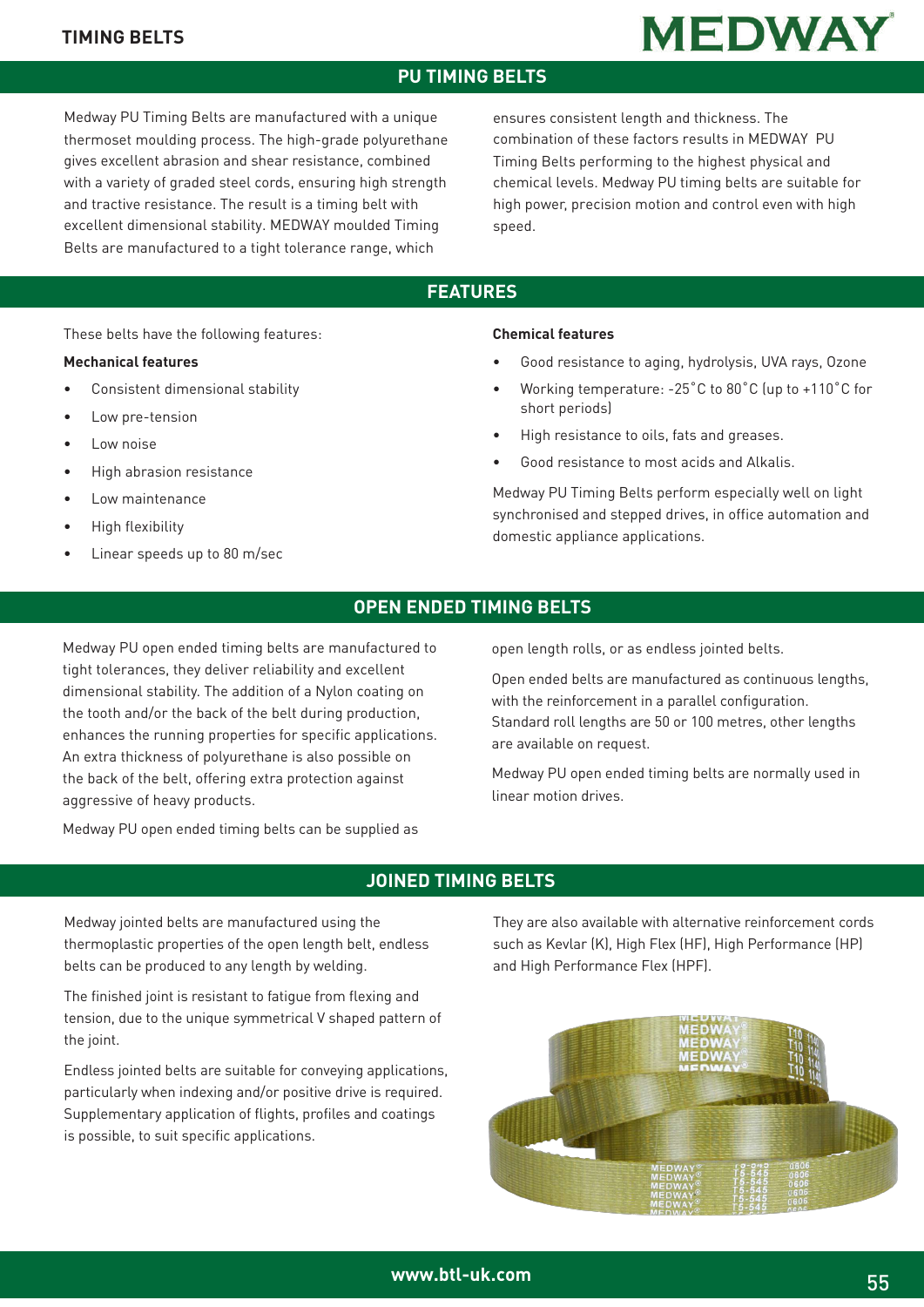# TIMING BELTS

## PU TIMING BELTS

Medway PU Timing Belts are manufactured with a unique thermoset moulding process. The high-grade polyurethane gives excellent abrasion and shear resistance, combined with a variety of graded steel cords, ensuring high strength and tractive resistance. The result is a timing belt with excellent dimensional stability. MEDWAY moulded Timing Belts are manufactured to a tight tolerance range, which ensures consistent length and thickness. The combination of these factors results in MEDWAY PU Timing Belts performing to the highest physical and chemical levels. Medway PU timing belts are suitable for high power, precision motion and control even with high speed.

## FEATURES

These belts have the following features:

**Mechanical features**

- Consistent dimensional stability
- Low pre-tension
- Low noise
- High abrasion resistance
- Low maintenance
- High flexibility
- Linear speeds up to 80 m/sec

**Chemical features**

- Good resistance to aging, hydrolysis, UVA rays, Ozone
- Working temperature: -25˚C to 80˚C (up to +110˚C for short periods)
- High resistance to oils, fats and greases.
- Good resistance to most acids and Alkalis.

Medway PU Timing Belts perform especially well on light synchronised and stepped drives, in office automation and domestic appliance applications.

## OPEN ENDED TIMING BELTS

Medway PU open ended timing belts are manufactured to tight tolerances, they deliver reliability and excellent dimensional stability. The addition of a Nylon coating on the tooth and/or the back of the belt during production, enhances the running properties for specific applications. An extra thickness of polyurethane is also possible on the back of the belt, offering extra protection against aggressive of heavy products.

Medway PU open ended timing belts can be supplied as open length rolls, or as endless jointed belts.

Open ended belts are manufactured as continuous lengths, with the reinforcement in a parallel configuration. Standard roll lengths are 50 or 100 metres, other lengths are available on request.

Medway PU open ended timing belts are normally used in linear motion drives.

## JOINED TIMING BELTS

Medway jointed belts are manufactured using the thermoplastic properties of the open length belt, endless belts can be produced to any length by welding.

The finished joint is resistant to fatigue from flexing and tension, due to the unique symmetrical V shaped pattern of the joint.

Endless jointed belts are suitable for conveying applications, particularly when indexing and/or positive drive is required. Supplementary application of flights, profiles and coatings is possible, to suit specific applications.

They are also available with alternative reinforcement cords such as Kevlar (K), High Flex (HF), High Performance (HP) and High Performance Flex (HPF).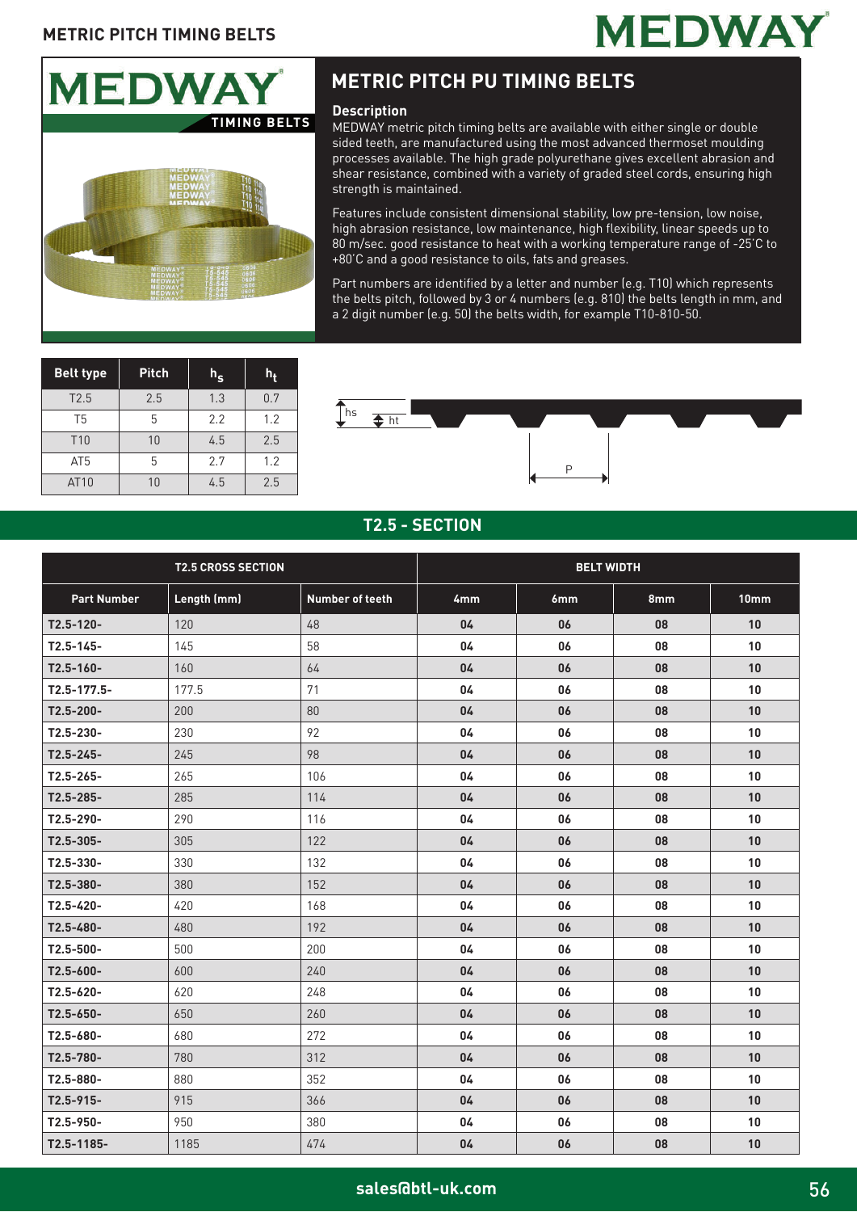## METRIC PITCH PU TIMING BELTS

### Description

MEDWAY metric pitch timing belts are available with either single or double sided teeth, are manufactured using the most advanced thermoset moulding processes available. The high grade polyurethane gives excellent abrasion and shear resistance, combined with a variety of graded steel cords, ensuring high strength is maintained.

Features include consistent dimensional stability, low pre-tension, low noise, high abrasion resistance, low maintenance, high flexibility, linear speeds up to 80 m/sec. good resistance to heat with a working temperature range of -25˚C to +80˚C and a good resistance to oils, fats and greases.

Part numbers are identified by a letter and number (e.g. T10) which represents the belts pitch, followed by 3 or 4 numbers (e.g. 810) the belts length in mm, and a 2 digit number (e.g. 50) the belts width, for example T10-810-50.

| Belt type | Pitch | $h_s$ | $h_t$ |
|---|---|---|---|
| T2.5 | 2.5 | 1.3 | 0.7 |
| T5 | 5 | 2.2 | 1.2 |
| T10 | 10 | 4.5 | 2.5 |
| AT5 | 5 | 2.7 | 1.2 |
| AT10 | 10 | 4.5 | 2.5 |

## T2.5 - SECTION

| T2.5 CROSS SECTION | | | BELT WIDTH | | | |
|---|---|---|---|---|---|---|
| Part Number | Length (mm) | Number of teeth | 4mm | 6mm | 8mm | 10mm |
| T2.5-120- | 120 | 48 | 04 | 06 | 08 | 10 |
| T2.5-145- | 145 | 58 | 04 | 06 | 08 | 10 |
| T2.5-160- | 160 | 64 | 04 | 06 | 08 | 10 |
| T2.5-177.5- | 177.5 | 71 | 04 | 06 | 08 | 10 |
| T2.5-200- | 200 | 80 | 04 | 06 | 08 | 10 |
| T2.5-230- | 230 | 92 | 04 | 06 | 08 | 10 |
| T2.5-245- | 245 | 98 | 04 | 06 | 08 | 10 |
| T2.5-265- | 265 | 106 | 04 | 06 | 08 | 10 |
| T2.5-285- | 285 | 114 | 04 | 06 | 08 | 10 |
| T2.5-290- | 290 | 116 | 04 | 06 | 08 | 10 |
| T2.5-305- | 305 | 122 | 04 | 06 | 08 | 10 |
| T2.5-330- | 330 | 132 | 04 | 06 | 08 | 10 |
| T2.5-380- | 380 | 152 | 04 | 06 | 08 | 10 |
| T2.5-420- | 420 | 168 | 04 | 06 | 08 | 10 |
| T2.5-480- | 480 | 192 | 04 | 06 | 08 | 10 |
| T2.5-500- | 500 | 200 | 04 | 06 | 08 | 10 |
| T2.5-600- | 600 | 240 | 04 | 06 | 08 | 10 |
| T2.5-620- | 620 | 248 | 04 | 06 | 08 | 10 |
| T2.5-650- | 650 | 260 | 04 | 06 | 08 | 10 |
| T2.5-680- | 680 | 272 | 04 | 06 | 08 | 10 |
| T2.5-780- | 780 | 312 | 04 | 06 | 08 | 10 |
| T2.5-880- | 880 | 352 | 04 | 06 | 08 | 10 |
| T2.5-915- | 915 | 366 | 04 | 06 | 08 | 10 |
| T2.5-950- | 950 | 380 | 04 | 06 | 08 | 10 |
| T2.5-1185- | 1185 | 474 | 04 | 06 | 08 | 10 |

sales@btl-uk.com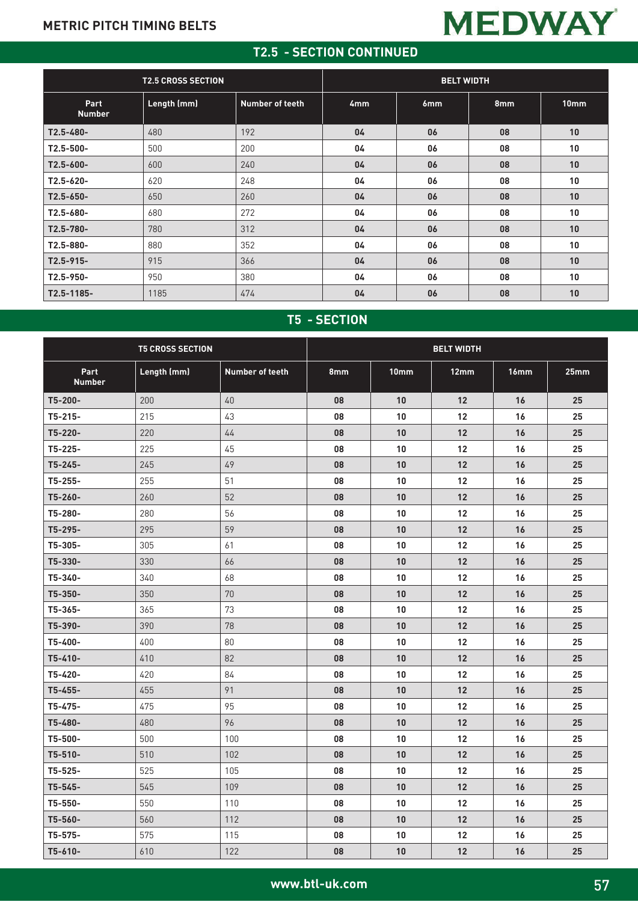# METRIC PITCH TIMING BELTS

## T2.5 - SECTION CONTINUED

| T2.5 CROSS SECTION | | | BELT WIDTH | | | |
|---|---|---|---|---|---|---|
| Part Number | Length (mm) | Number of teeth | 4mm | 6mm | 8mm | 10mm |
| T2.5-480- | 480 | 192 | 04 | 06 | 08 | 10 |
| T2.5-500- | 500 | 200 | 04 | 06 | 08 | 10 |
| T2.5-600- | 600 | 240 | 04 | 06 | 08 | 10 |
| T2.5-620- | 620 | 248 | 04 | 06 | 08 | 10 |
| T2.5-650- | 650 | 260 | 04 | 06 | 08 | 10 |
| T2.5-680- | 680 | 272 | 04 | 06 | 08 | 10 |
| T2.5-780- | 780 | 312 | 04 | 06 | 08 | 10 |
| T2.5-880- | 880 | 352 | 04 | 06 | 08 | 10 |
| T2.5-915- | 915 | 366 | 04 | 06 | 08 | 10 |
| T2.5-950- | 950 | 380 | 04 | 06 | 08 | 10 |
| T2.5-1185- | 1185 | 474 | 04 | 06 | 08 | 10 |

## T5 - SECTION

| T5 CROSS SECTION | | | BELT WIDTH | | | | |
|---|---|---|---|---|---|---|---|
| Part Number | Length (mm) | Number of teeth | 8mm | 10mm | 12mm | 16mm | 25mm |
| T5-200- | 200 | 40 | 08 | 10 | 12 | 16 | 25 |
| T5-215- | 215 | 43 | 08 | 10 | 12 | 16 | 25 |
| T5-220- | 220 | 44 | 08 | 10 | 12 | 16 | 25 |
| T5-225- | 225 | 45 | 08 | 10 | 12 | 16 | 25 |
| T5-245- | 245 | 49 | 08 | 10 | 12 | 16 | 25 |
| T5-255- | 255 | 51 | 08 | 10 | 12 | 16 | 25 |
| T5-260- | 260 | 52 | 08 | 10 | 12 | 16 | 25 |
| T5-280- | 280 | 56 | 08 | 10 | 12 | 16 | 25 |
| T5-295- | 295 | 59 | 08 | 10 | 12 | 16 | 25 |
| T5-305- | 305 | 61 | 08 | 10 | 12 | 16 | 25 |
| T5-330- | 330 | 66 | 08 | 10 | 12 | 16 | 25 |
| T5-340- | 340 | 68 | 08 | 10 | 12 | 16 | 25 |
| T5-350- | 350 | 70 | 08 | 10 | 12 | 16 | 25 |
| T5-365- | 365 | 73 | 08 | 10 | 12 | 16 | 25 |
| T5-390- | 390 | 78 | 08 | 10 | 12 | 16 | 25 |
| T5-400- | 400 | 80 | 08 | 10 | 12 | 16 | 25 |
| T5-410- | 410 | 82 | 08 | 10 | 12 | 16 | 25 |
| T5-420- | 420 | 84 | 08 | 10 | 12 | 16 | 25 |
| T5-455- | 455 | 91 | 08 | 10 | 12 | 16 | 25 |
| T5-475- | 475 | 95 | 08 | 10 | 12 | 16 | 25 |
| T5-480- | 480 | 96 | 08 | 10 | 12 | 16 | 25 |
| T5-500- | 500 | 100 | 08 | 10 | 12 | 16 | 25 |
| T5-510- | 510 | 102 | 08 | 10 | 12 | 16 | 25 |
| T5-525- | 525 | 105 | 08 | 10 | 12 | 16 | 25 |
| T5-545- | 545 | 109 | 08 | 10 | 12 | 16 | 25 |
| T5-550- | 550 | 110 | 08 | 10 | 12 | 16 | 25 |
| T5-560- | 560 | 112 | 08 | 10 | 12 | 16 | 25 |
| T5-575- | 575 | 115 | 08 | 10 | 12 | 16 | 25 |
| T5-610- | 610 | 122 | 08 | 10 | 12 | 16 | 25 |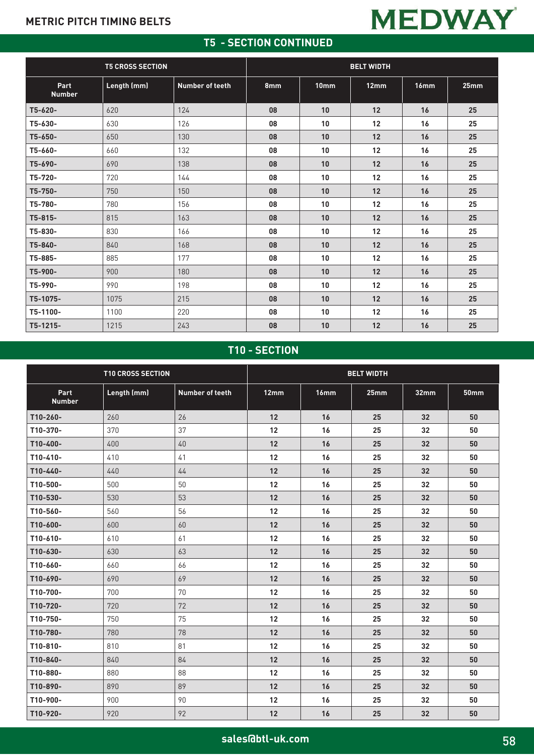## METRIC PITCH TIMING BELTS

## T5 - SECTION CONTINUED

| T5 CROSS SECTION | | | BELT WIDTH | | | | |
|---|---|---|---|---|---|---|---|
| **Part Number** | **Length (mm)** | **Number of teeth** | **8mm** | **10mm** | **12mm** | **16mm** | **25mm** |
| T5-620- | 620 | 124 | 08 | 10 | 12 | 16 | 25 |
| T5-630- | 630 | 126 | 08 | 10 | 12 | 16 | 25 |
| T5-650- | 650 | 130 | 08 | 10 | 12 | 16 | 25 |
| T5-660- | 660 | 132 | 08 | 10 | 12 | 16 | 25 |
| T5-690- | 690 | 138 | 08 | 10 | 12 | 16 | 25 |
| T5-720- | 720 | 144 | 08 | 10 | 12 | 16 | 25 |
| T5-750- | 750 | 150 | 08 | 10 | 12 | 16 | 25 |
| T5-780- | 780 | 156 | 08 | 10 | 12 | 16 | 25 |
| T5-815- | 815 | 163 | 08 | 10 | 12 | 16 | 25 |
| T5-830- | 830 | 166 | 08 | 10 | 12 | 16 | 25 |
| T5-840- | 840 | 168 | 08 | 10 | 12 | 16 | 25 |
| T5-885- | 885 | 177 | 08 | 10 | 12 | 16 | 25 |
| T5-900- | 900 | 180 | 08 | 10 | 12 | 16 | 25 |
| T5-990- | 990 | 198 | 08 | 10 | 12 | 16 | 25 |
| T5-1075- | 1075 | 215 | 08 | 10 | 12 | 16 | 25 |
| T5-1100- | 1100 | 220 | 08 | 10 | 12 | 16 | 25 |
| T5-1215- | 1215 | 243 | 08 | 10 | 12 | 16 | 25 |

## T10 - SECTION

| T10 CROSS SECTION | | | BELT WIDTH | | | | |
|---|---|---|---|---|---|---|---|
| **Part Number** | **Length (mm)** | **Number of teeth** | **12mm** | **16mm** | **25mm** | **32mm** | **50mm** |
| T10-260- | 260 | 26 | 12 | 16 | 25 | 32 | 50 |
| T10-370- | 370 | 37 | 12 | 16 | 25 | 32 | 50 |
| T10-400- | 400 | 40 | 12 | 16 | 25 | 32 | 50 |
| T10-410- | 410 | 41 | 12 | 16 | 25 | 32 | 50 |
| T10-440- | 440 | 44 | 12 | 16 | 25 | 32 | 50 |
| T10-500- | 500 | 50 | 12 | 16 | 25 | 32 | 50 |
| T10-530- | 530 | 53 | 12 | 16 | 25 | 32 | 50 |
| T10-560- | 560 | 56 | 12 | 16 | 25 | 32 | 50 |
| T10-600- | 600 | 60 | 12 | 16 | 25 | 32 | 50 |
| T10-610- | 610 | 61 | 12 | 16 | 25 | 32 | 50 |
| T10-630- | 630 | 63 | 12 | 16 | 25 | 32 | 50 |
| T10-660- | 660 | 66 | 12 | 16 | 25 | 32 | 50 |
| T10-690- | 690 | 69 | 12 | 16 | 25 | 32 | 50 |
| T10-700- | 700 | 70 | 12 | 16 | 25 | 32 | 50 |
| T10-720- | 720 | 72 | 12 | 16 | 25 | 32 | 50 |
| T10-750- | 750 | 75 | 12 | 16 | 25 | 32 | 50 |
| T10-780- | 780 | 78 | 12 | 16 | 25 | 32 | 50 |
| T10-810- | 810 | 81 | 12 | 16 | 25 | 32 | 50 |
| T10-840- | 840 | 84 | 12 | 16 | 25 | 32 | 50 |
| T10-880- | 880 | 88 | 12 | 16 | 25 | 32 | 50 |
| T10-890- | 890 | 89 | 12 | 16 | 25 | 32 | 50 |
| T10-900- | 900 | 90 | 12 | 16 | 25 | 32 | 50 |
| T10-920- | 920 | 92 | 12 | 16 | 25 | 32 | 50 |

sales@btl-uk.com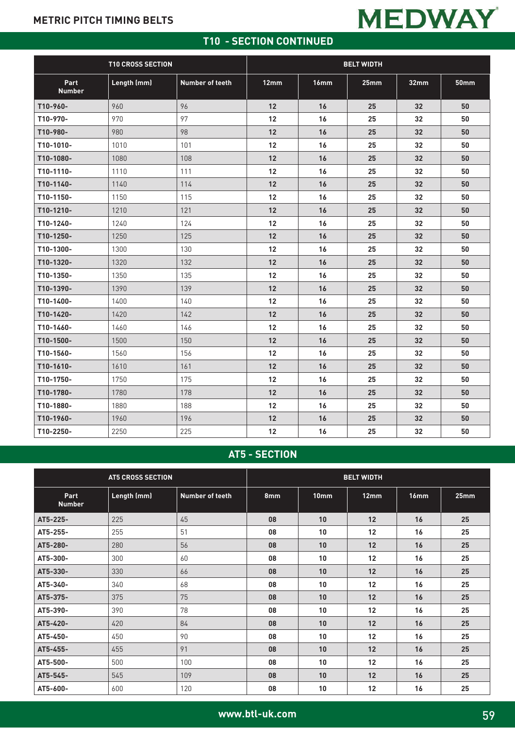# METRIC PITCH TIMING BELTS

## T10 - SECTION CONTINUED

| T10 CROSS SECTION | | | BELT WIDTH | | | | |
|---|---|---|---|---|---|---|---|
| Part Number | Length (mm) | Number of teeth | 12mm | 16mm | 25mm | 32mm | 50mm |
| T10-960- | 960 | 96 | 12 | 16 | 25 | 32 | 50 |
| T10-970- | 970 | 97 | 12 | 16 | 25 | 32 | 50 |
| T10-980- | 980 | 98 | 12 | 16 | 25 | 32 | 50 |
| T10-1010- | 1010 | 101 | 12 | 16 | 25 | 32 | 50 |
| T10-1080- | 1080 | 108 | 12 | 16 | 25 | 32 | 50 |
| T10-1110- | 1110 | 111 | 12 | 16 | 25 | 32 | 50 |
| T10-1140- | 1140 | 114 | 12 | 16 | 25 | 32 | 50 |
| T10-1150- | 1150 | 115 | 12 | 16 | 25 | 32 | 50 |
| T10-1210- | 1210 | 121 | 12 | 16 | 25 | 32 | 50 |
| T10-1240- | 1240 | 124 | 12 | 16 | 25 | 32 | 50 |
| T10-1250- | 1250 | 125 | 12 | 16 | 25 | 32 | 50 |
| T10-1300- | 1300 | 130 | 12 | 16 | 25 | 32 | 50 |
| T10-1320- | 1320 | 132 | 12 | 16 | 25 | 32 | 50 |
| T10-1350- | 1350 | 135 | 12 | 16 | 25 | 32 | 50 |
| T10-1390- | 1390 | 139 | 12 | 16 | 25 | 32 | 50 |
| T10-1400- | 1400 | 140 | 12 | 16 | 25 | 32 | 50 |
| T10-1420- | 1420 | 142 | 12 | 16 | 25 | 32 | 50 |
| T10-1460- | 1460 | 146 | 12 | 16 | 25 | 32 | 50 |
| T10-1500- | 1500 | 150 | 12 | 16 | 25 | 32 | 50 |
| T10-1560- | 1560 | 156 | 12 | 16 | 25 | 32 | 50 |
| T10-1610- | 1610 | 161 | 12 | 16 | 25 | 32 | 50 |
| T10-1750- | 1750 | 175 | 12 | 16 | 25 | 32 | 50 |
| T10-1780- | 1780 | 178 | 12 | 16 | 25 | 32 | 50 |
| T10-1880- | 1880 | 188 | 12 | 16 | 25 | 32 | 50 |
| T10-1960- | 1960 | 196 | 12 | 16 | 25 | 32 | 50 |
| T10-2250- | 2250 | 225 | 12 | 16 | 25 | 32 | 50 |

## AT5 - SECTION

| AT5 CROSS SECTION | | | BELT WIDTH | | | | |
|---|---|---|---|---|---|---|---|
| Part Number | Length (mm) | Number of teeth | 8mm | 10mm | 12mm | 16mm | 25mm |
| AT5-225- | 225 | 45 | 08 | 10 | 12 | 16 | 25 |
| AT5-255- | 255 | 51 | 08 | 10 | 12 | 16 | 25 |
| AT5-280- | 280 | 56 | 08 | 10 | 12 | 16 | 25 |
| AT5-300- | 300 | 60 | 08 | 10 | 12 | 16 | 25 |
| AT5-330- | 330 | 66 | 08 | 10 | 12 | 16 | 25 |
| AT5-340- | 340 | 68 | 08 | 10 | 12 | 16 | 25 |
| AT5-375- | 375 | 75 | 08 | 10 | 12 | 16 | 25 |
| AT5-390- | 390 | 78 | 08 | 10 | 12 | 16 | 25 |
| AT5-420- | 420 | 84 | 08 | 10 | 12 | 16 | 25 |
| AT5-450- | 450 | 90 | 08 | 10 | 12 | 16 | 25 |
| AT5-455- | 455 | 91 | 08 | 10 | 12 | 16 | 25 |
| AT5-500- | 500 | 100 | 08 | 10 | 12 | 16 | 25 |
| AT5-545- | 545 | 109 | 08 | 10 | 12 | 16 | 25 |
| AT5-600- | 600 | 120 | 08 | 10 | 12 | 16 | 25 |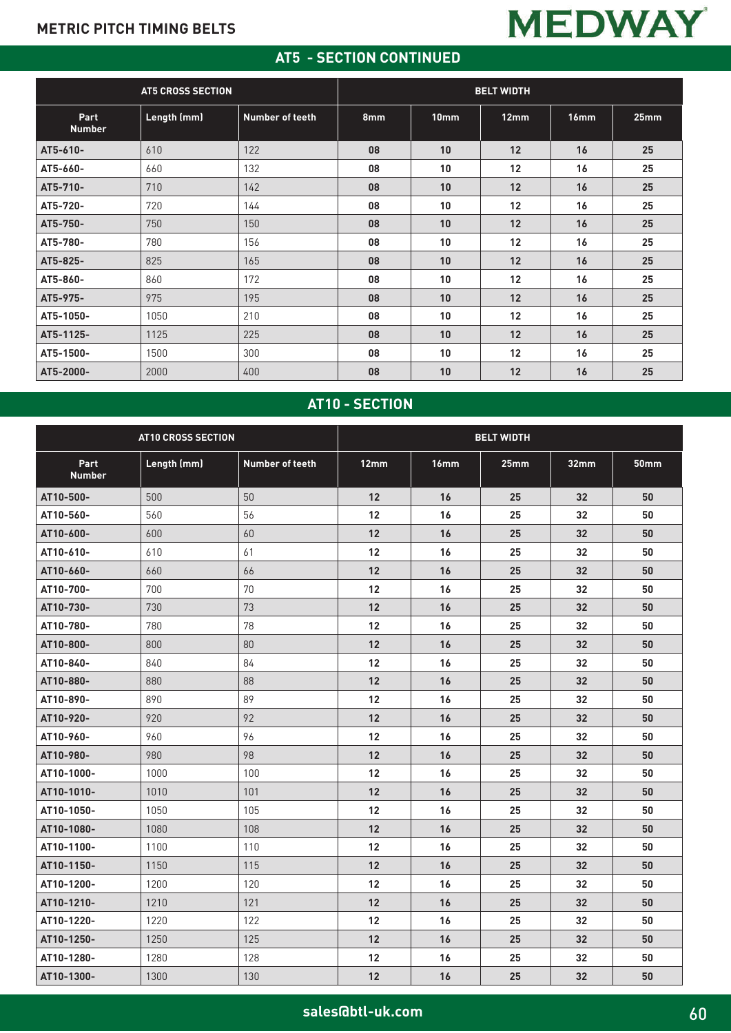METRIC PITCH TIMING BELTS

MEDWAY

## AT5 - SECTION CONTINUED

| AT5 CROSS SECTION | | | BELT WIDTH | | | | |
|---|---|---|---|---|---|---|---|
| Part Number | Length (mm) | Number of teeth | 8mm | 10mm | 12mm | 16mm | 25mm |
| AT5-610- | 610 | 122 | 08 | 10 | 12 | 16 | 25 |
| AT5-660- | 660 | 132 | 08 | 10 | 12 | 16 | 25 |
| AT5-710- | 710 | 142 | 08 | 10 | 12 | 16 | 25 |
| AT5-720- | 720 | 144 | 08 | 10 | 12 | 16 | 25 |
| AT5-750- | 750 | 150 | 08 | 10 | 12 | 16 | 25 |
| AT5-780- | 780 | 156 | 08 | 10 | 12 | 16 | 25 |
| AT5-825- | 825 | 165 | 08 | 10 | 12 | 16 | 25 |
| AT5-860- | 860 | 172 | 08 | 10 | 12 | 16 | 25 |
| AT5-975- | 975 | 195 | 08 | 10 | 12 | 16 | 25 |
| AT5-1050- | 1050 | 210 | 08 | 10 | 12 | 16 | 25 |
| AT5-1125- | 1125 | 225 | 08 | 10 | 12 | 16 | 25 |
| AT5-1500- | 1500 | 300 | 08 | 10 | 12 | 16 | 25 |
| AT5-2000- | 2000 | 400 | 08 | 10 | 12 | 16 | 25 |

## AT10 - SECTION

| AT10 CROSS SECTION | | | BELT WIDTH | | | | |
|---|---|---|---|---|---|---|---|
| Part Number | Length (mm) | Number of teeth | 12mm | 16mm | 25mm | 32mm | 50mm |
| AT10-500- | 500 | 50 | 12 | 16 | 25 | 32 | 50 |
| AT10-560- | 560 | 56 | 12 | 16 | 25 | 32 | 50 |
| AT10-600- | 600 | 60 | 12 | 16 | 25 | 32 | 50 |
| AT10-610- | 610 | 61 | 12 | 16 | 25 | 32 | 50 |
| AT10-660- | 660 | 66 | 12 | 16 | 25 | 32 | 50 |
| AT10-700- | 700 | 70 | 12 | 16 | 25 | 32 | 50 |
| AT10-730- | 730 | 73 | 12 | 16 | 25 | 32 | 50 |
| AT10-780- | 780 | 78 | 12 | 16 | 25 | 32 | 50 |
| AT10-800- | 800 | 80 | 12 | 16 | 25 | 32 | 50 |
| AT10-840- | 840 | 84 | 12 | 16 | 25 | 32 | 50 |
| AT10-880- | 880 | 88 | 12 | 16 | 25 | 32 | 50 |
| AT10-890- | 890 | 89 | 12 | 16 | 25 | 32 | 50 |
| AT10-920- | 920 | 92 | 12 | 16 | 25 | 32 | 50 |
| AT10-960- | 960 | 96 | 12 | 16 | 25 | 32 | 50 |
| AT10-980- | 980 | 98 | 12 | 16 | 25 | 32 | 50 |
| AT10-1000- | 1000 | 100 | 12 | 16 | 25 | 32 | 50 |
| AT10-1010- | 1010 | 101 | 12 | 16 | 25 | 32 | 50 |
| AT10-1050- | 1050 | 105 | 12 | 16 | 25 | 32 | 50 |
| AT10-1080- | 1080 | 108 | 12 | 16 | 25 | 32 | 50 |
| AT10-1100- | 1100 | 110 | 12 | 16 | 25 | 32 | 50 |
| AT10-1150- | 1150 | 115 | 12 | 16 | 25 | 32 | 50 |
| AT10-1200- | 1200 | 120 | 12 | 16 | 25 | 32 | 50 |
| AT10-1210- | 1210 | 121 | 12 | 16 | 25 | 32 | 50 |
| AT10-1220- | 1220 | 122 | 12 | 16 | 25 | 32 | 50 |
| AT10-1250- | 1250 | 125 | 12 | 16 | 25 | 32 | 50 |
| AT10-1280- | 1280 | 128 | 12 | 16 | 25 | 32 | 50 |
| AT10-1300- | 1300 | 130 | 12 | 16 | 25 | 32 | 50 |

sales@btl-uk.com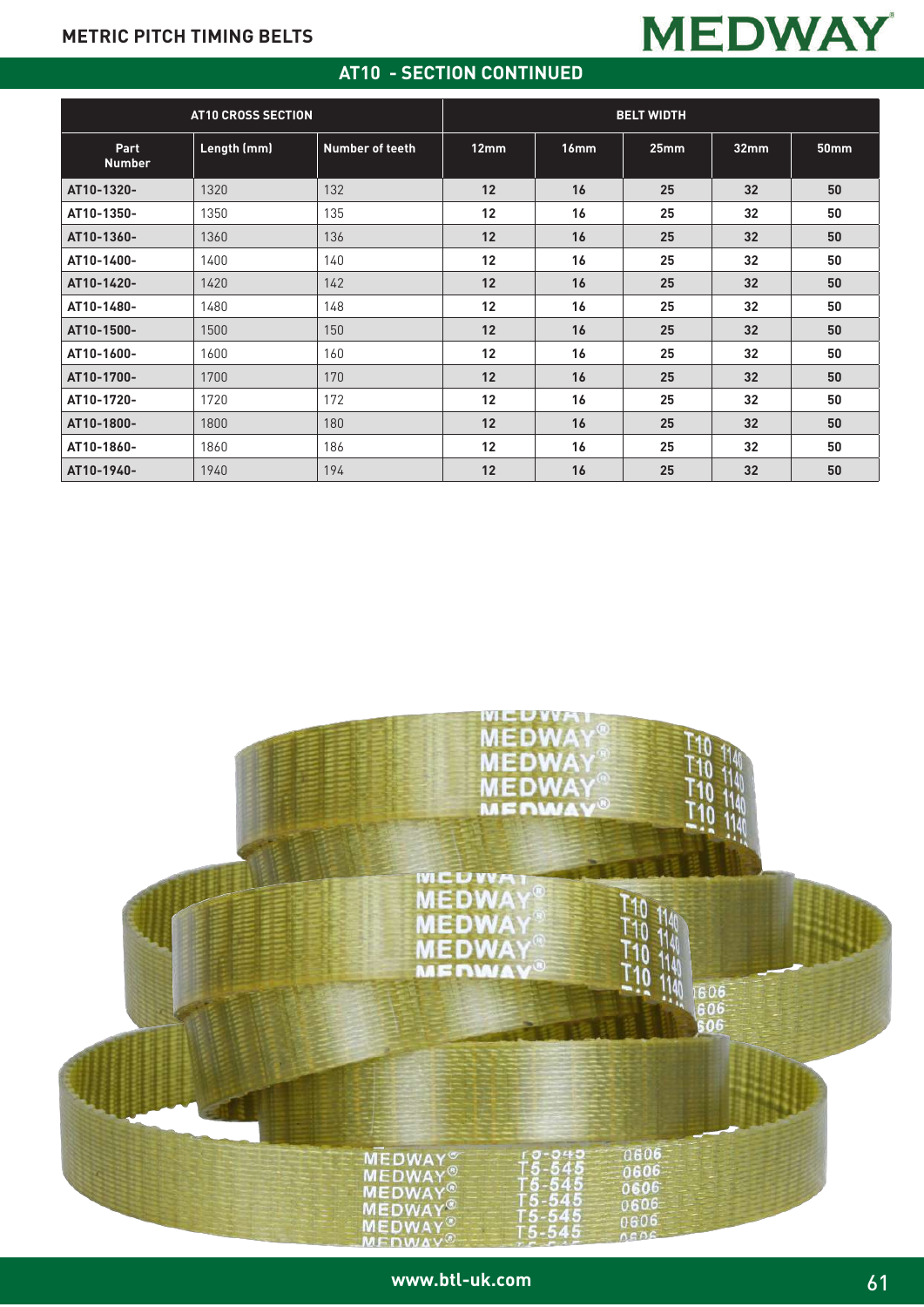## METRIC PITCH TIMING BELTS

## AT10 - SECTION CONTINUED

| AT10 CROSS SECTION | | | BELT WIDTH | | | | |
|---|---|---|---|---|---|---|---|
| Part Number | Length (mm) | Number of teeth | 12mm | 16mm | 25mm | 32mm | 50mm |
| AT10-1320- | 1320 | 132 | 12 | 16 | 25 | 32 | 50 |
| AT10-1350- | 1350 | 135 | 12 | 16 | 25 | 32 | 50 |
| AT10-1360- | 1360 | 136 | 12 | 16 | 25 | 32 | 50 |
| AT10-1400- | 1400 | 140 | 12 | 16 | 25 | 32 | 50 |
| AT10-1420- | 1420 | 142 | 12 | 16 | 25 | 32 | 50 |
| AT10-1480- | 1480 | 148 | 12 | 16 | 25 | 32 | 50 |
| AT10-1500- | 1500 | 150 | 12 | 16 | 25 | 32 | 50 |
| AT10-1600- | 1600 | 160 | 12 | 16 | 25 | 32 | 50 |
| AT10-1700- | 1700 | 170 | 12 | 16 | 25 | 32 | 50 |
| AT10-1720- | 1720 | 172 | 12 | 16 | 25 | 32 | 50 |
| AT10-1800- | 1800 | 180 | 12 | 16 | 25 | 32 | 50 |
| AT10-1860- | 1860 | 186 | 12 | 16 | 25 | 32 | 50 |
| AT10-1940- | 1940 | 194 | 12 | 16 | 25 | 32 | 50 |

www.btl-uk.com